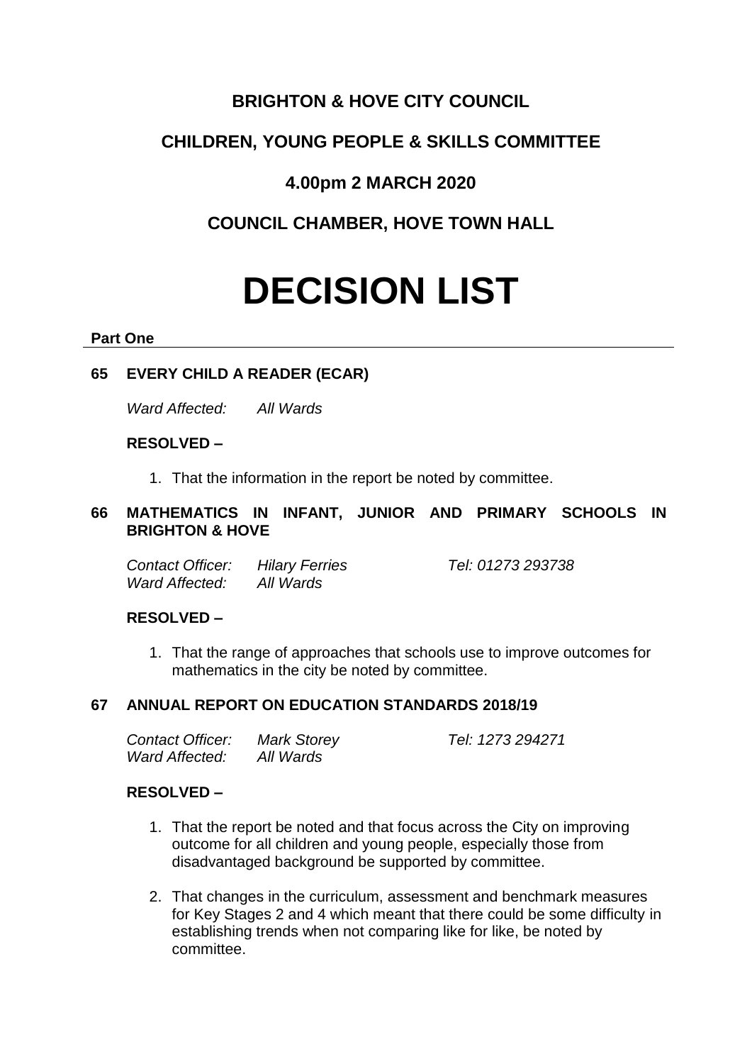# BRIGHTON & HOVE CITY COUNCIL

## CHILDREN, YOUNG PEOPLE & SKILLS COMMITTEE

## 4.00pm 2 MARCH 2020

## COUNCIL CHAMBER, HOVE TOWN HALL

# DECISION LIST

**Part One**

### 65 EVERY CHILD A READER (ECAR)

*Ward Affected: All Wards*

**RESOLVED –**

1. That the information in the report be noted by committee.

### 66 MATHEMATICS IN INFANT, JUNIOR AND PRIMARY SCHOOLS IN BRIGHTON & HOVE

*Contact Officer: Hilary Ferries Tel: 01273 293738*
*Ward Affected: All Wards*

**RESOLVED –**

1. That the range of approaches that schools use to improve outcomes for mathematics in the city be noted by committee.

### 67 ANNUAL REPORT ON EDUCATION STANDARDS 2018/19

*Contact Officer: Mark Storey Tel: 1273 294271*
*Ward Affected: All Wards*

**RESOLVED –**

1. That the report be noted and that focus across the City on improving outcome for all children and young people, especially those from disadvantaged background be supported by committee.

2. That changes in the curriculum, assessment and benchmark measures for Key Stages 2 and 4 which meant that there could be some difficulty in establishing trends when not comparing like for like, be noted by committee.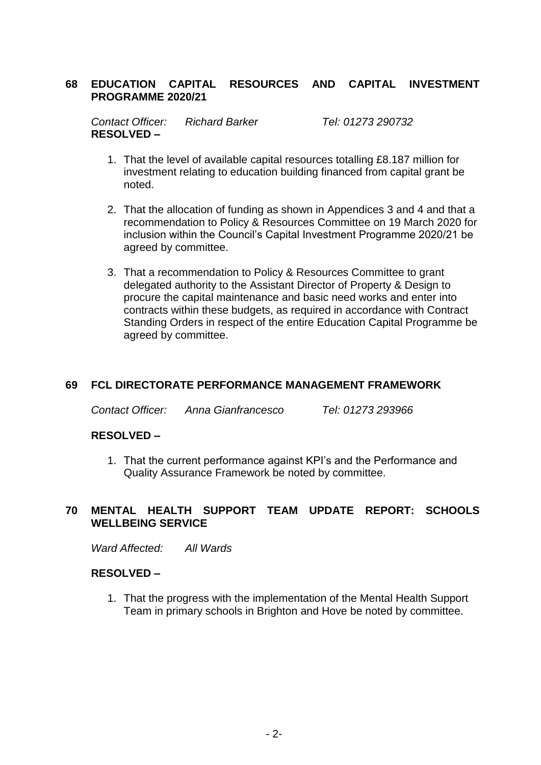## 68 EDUCATION CAPITAL RESOURCES AND CAPITAL INVESTMENT PROGRAMME 2020/21

*Contact Officer: Richard Barker Tel: 01273 290732*

**RESOLVED –**

1. That the level of available capital resources totalling £8.187 million for investment relating to education building financed from capital grant be noted.

2. That the allocation of funding as shown in Appendices 3 and 4 and that a recommendation to Policy & Resources Committee on 19 March 2020 for inclusion within the Council's Capital Investment Programme 2020/21 be agreed by committee.

3. That a recommendation to Policy & Resources Committee to grant delegated authority to the Assistant Director of Property & Design to procure the capital maintenance and basic need works and enter into contracts within these budgets, as required in accordance with Contract Standing Orders in respect of the entire Education Capital Programme be agreed by committee.

## 69 FCL DIRECTORATE PERFORMANCE MANAGEMENT FRAMEWORK

*Contact Officer: Anna Gianfrancesco Tel: 01273 293966*

**RESOLVED –**

1. That the current performance against KPI's and the Performance and Quality Assurance Framework be noted by committee.

## 70 MENTAL HEALTH SUPPORT TEAM UPDATE REPORT: SCHOOLS WELLBEING SERVICE

*Ward Affected: All Wards*

**RESOLVED –**

1. That the progress with the implementation of the Mental Health Support Team in primary schools in Brighton and Hove be noted by committee.